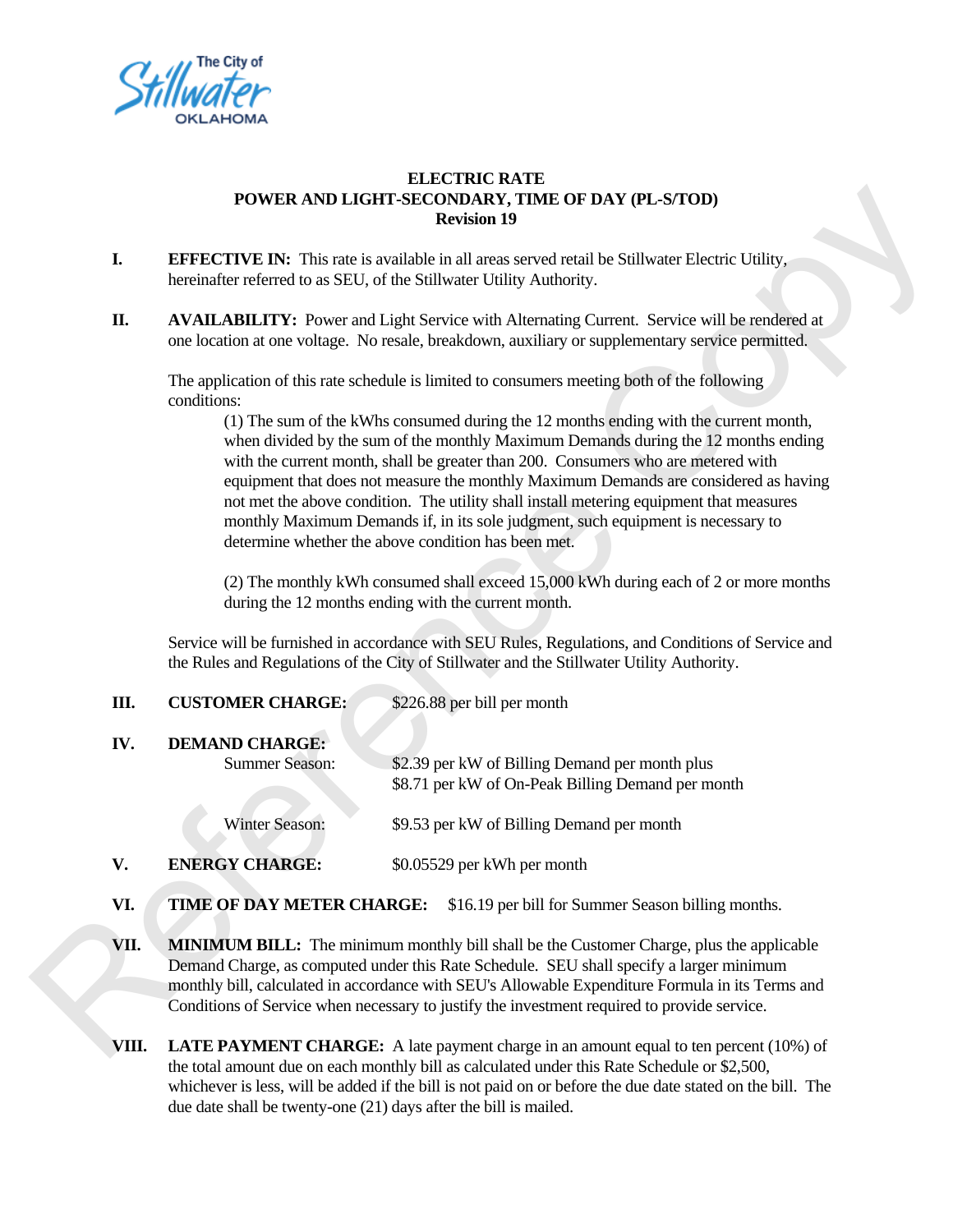# ELECTRIC RATE
## POWER AND LIGHT-SECONDARY, TIME OF DAY (PL-S/TOD)
### Revision 19

**I. EFFECTIVE IN:** This rate is available in all areas served retail be Stillwater Electric Utility, hereinafter referred to as SEU, of the Stillwater Utility Authority.

**II. AVAILABILITY:** Power and Light Service with Alternating Current. Service will be rendered at one location at one voltage. No resale, breakdown, auxiliary or supplementary service permitted.

The application of this rate schedule is limited to consumers meeting both of the following conditions:

(1) The sum of the kWhs consumed during the 12 months ending with the current month, when divided by the sum of the monthly Maximum Demands during the 12 months ending with the current month, shall be greater than 200. Consumers who are metered with equipment that does not measure the monthly Maximum Demands are considered as having not met the above condition. The utility shall install metering equipment that measures monthly Maximum Demands if, in its sole judgment, such equipment is necessary to determine whether the above condition has been met.

(2) The monthly kWh consumed shall exceed 15,000 kWh during each of 2 or more months during the 12 months ending with the current month.

Service will be furnished in accordance with SEU Rules, Regulations, and Conditions of Service and the Rules and Regulations of the City of Stillwater and the Stillwater Utility Authority.

**III. CUSTOMER CHARGE:** $226.88 per bill per month

**IV. DEMAND CHARGE:**

Summer Season: $2.39 per kW of Billing Demand per month plus
$8.71 per kW of On-Peak Billing Demand per month

Winter Season: $9.53 per kW of Billing Demand per month

**V. ENERGY CHARGE:** $0.05529 per kWh per month

**VI. TIME OF DAY METER CHARGE:** $16.19 per bill for Summer Season billing months.

**VII. MINIMUM BILL:** The minimum monthly bill shall be the Customer Charge, plus the applicable Demand Charge, as computed under this Rate Schedule. SEU shall specify a larger minimum monthly bill, calculated in accordance with SEU's Allowable Expenditure Formula in its Terms and Conditions of Service when necessary to justify the investment required to provide service.

**VIII. LATE PAYMENT CHARGE:** A late payment charge in an amount equal to ten percent (10%) of the total amount due on each monthly bill as calculated under this Rate Schedule or $2,500, whichever is less, will be added if the bill is not paid on or before the due date stated on the bill. The due date shall be twenty-one (21) days after the bill is mailed.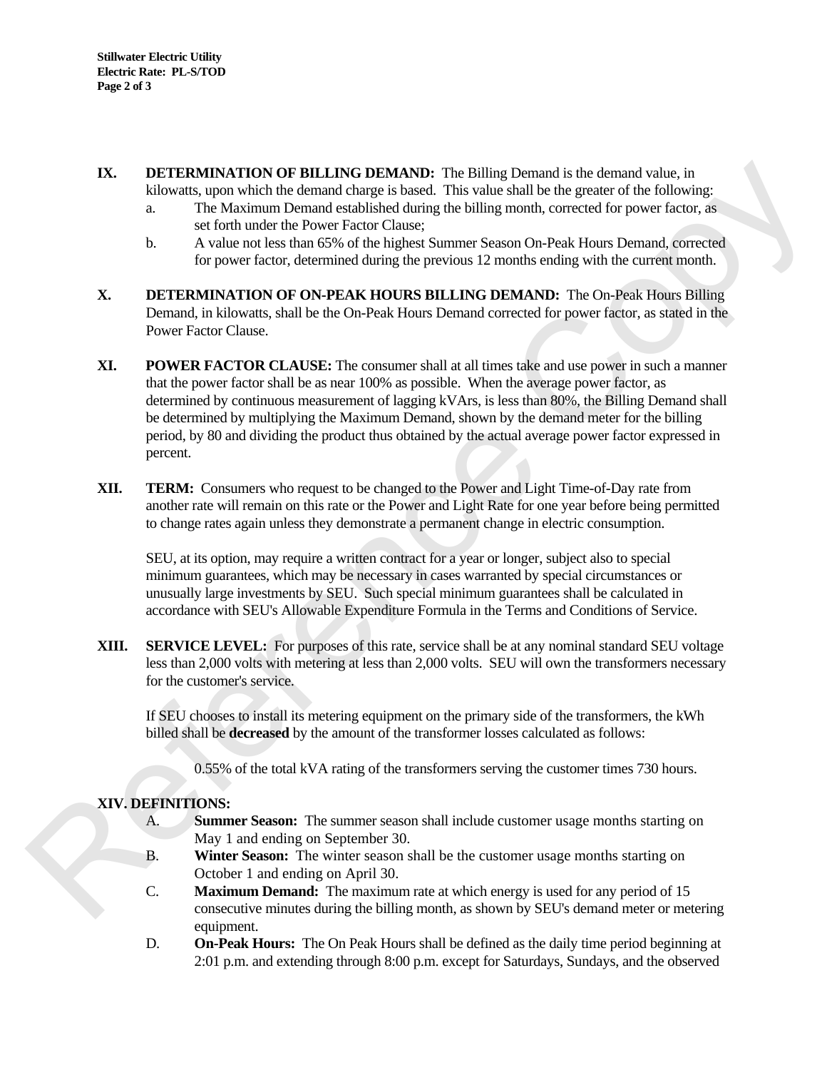**IX. DETERMINATION OF BILLING DEMAND:** The Billing Demand is the demand value, in kilowatts, upon which the demand charge is based. This value shall be the greater of the following:

a. The Maximum Demand established during the billing month, corrected for power factor, as set forth under the Power Factor Clause;

b. A value not less than 65% of the highest Summer Season On-Peak Hours Demand, corrected for power factor, determined during the previous 12 months ending with the current month.

**X. DETERMINATION OF ON-PEAK HOURS BILLING DEMAND:** The On-Peak Hours Billing Demand, in kilowatts, shall be the On-Peak Hours Demand corrected for power factor, as stated in the Power Factor Clause.

**XI. POWER FACTOR CLAUSE:** The consumer shall at all times take and use power in such a manner that the power factor shall be as near 100% as possible. When the average power factor, as determined by continuous measurement of lagging kVArs, is less than 80%, the Billing Demand shall be determined by multiplying the Maximum Demand, shown by the demand meter for the billing period, by 80 and dividing the product thus obtained by the actual average power factor expressed in percent.

**XII. TERM:** Consumers who request to be changed to the Power and Light Time-of-Day rate from another rate will remain on this rate or the Power and Light Rate for one year before being permitted to change rates again unless they demonstrate a permanent change in electric consumption.

SEU, at its option, may require a written contract for a year or longer, subject also to special minimum guarantees, which may be necessary in cases warranted by special circumstances or unusually large investments by SEU. Such special minimum guarantees shall be calculated in accordance with SEU's Allowable Expenditure Formula in the Terms and Conditions of Service.

**XIII. SERVICE LEVEL:** For purposes of this rate, service shall be at any nominal standard SEU voltage less than 2,000 volts with metering at less than 2,000 volts. SEU will own the transformers necessary for the customer's service.

If SEU chooses to install its metering equipment on the primary side of the transformers, the kWh billed shall be **decreased** by the amount of the transformer losses calculated as follows:

0.55% of the total kVA rating of the transformers serving the customer times 730 hours.

**XIV. DEFINITIONS:**

A. **Summer Season:** The summer season shall include customer usage months starting on May 1 and ending on September 30.

B. **Winter Season:** The winter season shall be the customer usage months starting on October 1 and ending on April 30.

C. **Maximum Demand:** The maximum rate at which energy is used for any period of 15 consecutive minutes during the billing month, as shown by SEU's demand meter or metering equipment.

D. **On-Peak Hours:** The On Peak Hours shall be defined as the daily time period beginning at 2:01 p.m. and extending through 8:00 p.m. except for Saturdays, Sundays, and the observed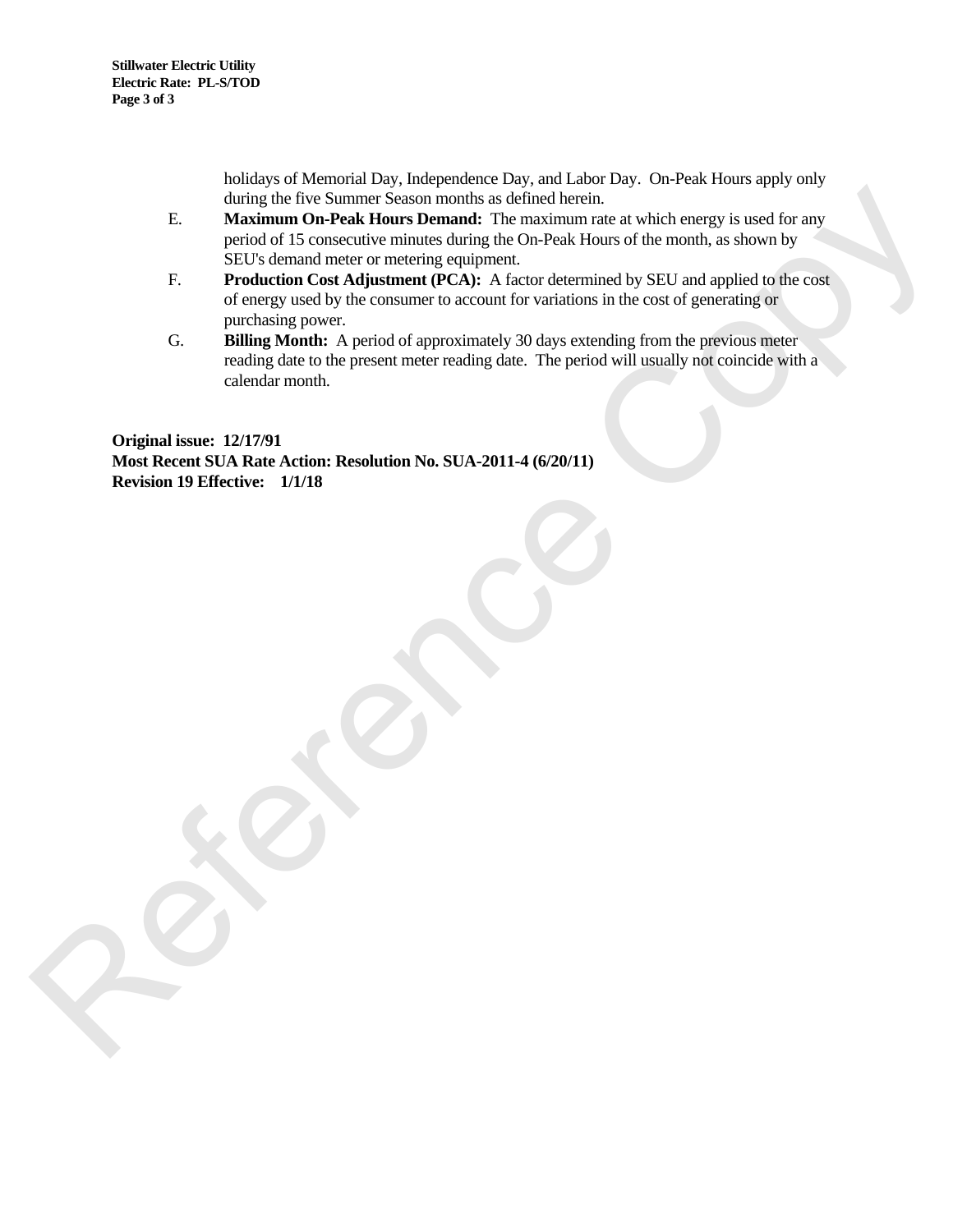holidays of Memorial Day, Independence Day, and Labor Day. On-Peak Hours apply only during the five Summer Season months as defined herein.

E. **Maximum On-Peak Hours Demand:** The maximum rate at which energy is used for any period of 15 consecutive minutes during the On-Peak Hours of the month, as shown by SEU's demand meter or metering equipment.

F. **Production Cost Adjustment (PCA):** A factor determined by SEU and applied to the cost of energy used by the consumer to account for variations in the cost of generating or purchasing power.

G. **Billing Month:** A period of approximately 30 days extending from the previous meter reading date to the present meter reading date. The period will usually not coincide with a calendar month.

**Original issue: 12/17/91**
**Most Recent SUA Rate Action: Resolution No. SUA-2011-4 (6/20/11)**
**Revision 19 Effective: 1/1/18**